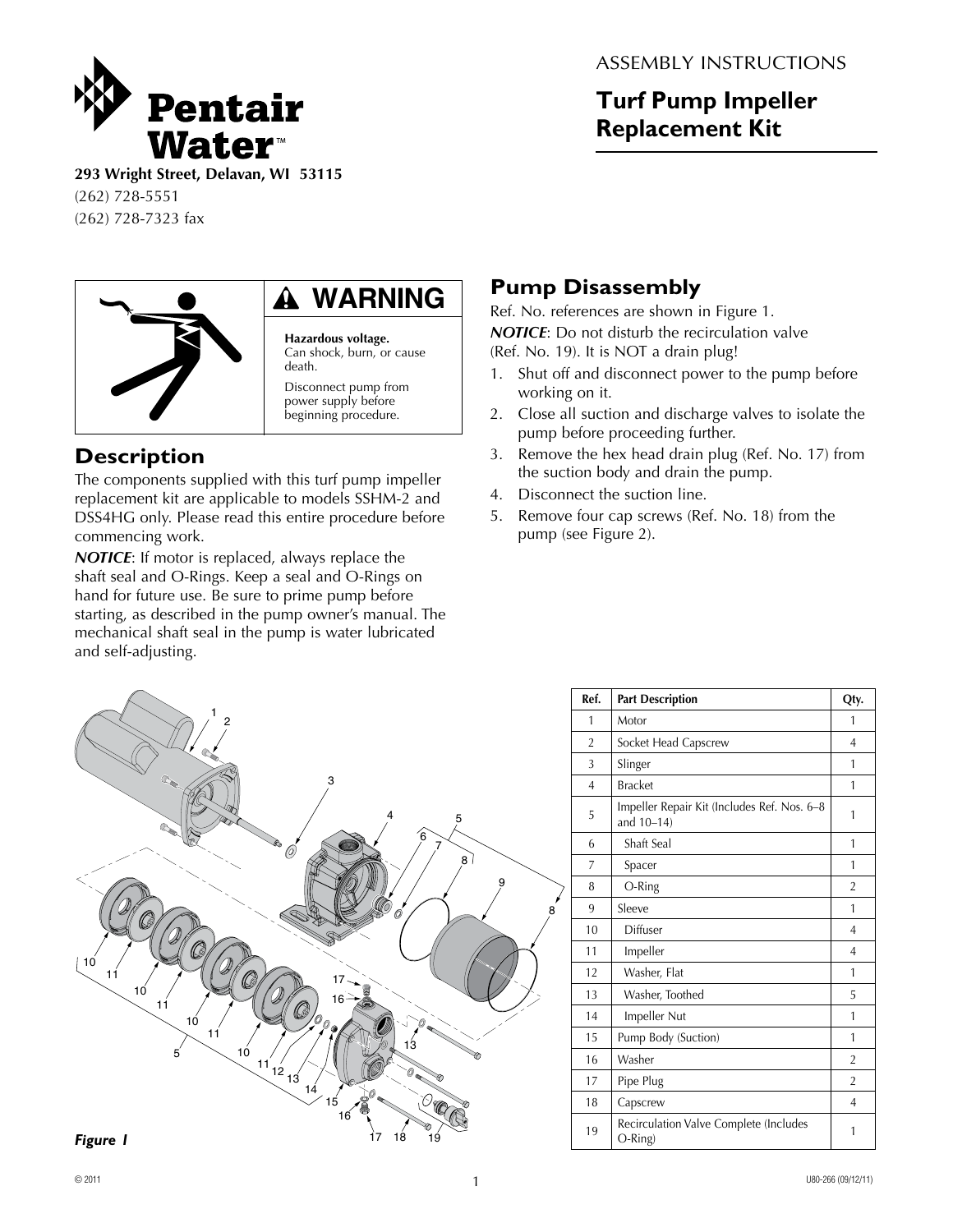# Pentair Water™

**293 Wright Street, Delavan, WI 53115**
(262) 728-5551
(262) 728-7323 fax

ASSEMBLY INSTRUCTIONS

## Turf Pump Impeller Replacement Kit

**⚠ WARNING**

**Hazardous voltage.**
Can shock, burn, or cause death.

Disconnect pump from power supply before beginning procedure.

## Description

The components supplied with this turf pump impeller replacement kit are applicable to models SSHM-2 and DSS4HG only. Please read this entire procedure before commencing work.

***NOTICE***: If motor is replaced, always replace the shaft seal and O-Rings. Keep a seal and O-Rings on hand for future use. Be sure to prime pump before starting, as described in the pump owner's manual. The mechanical shaft seal in the pump is water lubricated and self-adjusting.

## Pump Disassembly

Ref. No. references are shown in Figure 1.

***NOTICE***: Do not disturb the recirculation valve (Ref. No. 19). It is NOT a drain plug!

1. Shut off and disconnect power to the pump before working on it.
2. Close all suction and discharge valves to isolate the pump before proceeding further.
3. Remove the hex head drain plug (Ref. No. 17) from the suction body and drain the pump.
4. Disconnect the suction line.
5. Remove four cap screws (Ref. No. 18) from the pump (see Figure 2).

***Figure 1***

| Ref. | Part Description | Qty. |
|---|---|---|
| 1 | Motor | 1 |
| 2 | Socket Head Capscrew | 4 |
| 3 | Slinger | 1 |
| 4 | Bracket | 1 |
| 5 | Impeller Repair Kit (Includes Ref. Nos. 6–8 and 10–14) | 1 |
| 6 | Shaft Seal | 1 |
| 7 | Spacer | 1 |
| 8 | O-Ring | 2 |
| 9 | Sleeve | 1 |
| 10 | Diffuser | 4 |
| 11 | Impeller | 4 |
| 12 | Washer, Flat | 1 |
| 13 | Washer, Toothed | 5 |
| 14 | Impeller Nut | 1 |
| 15 | Pump Body (Suction) | 1 |
| 16 | Washer | 2 |
| 17 | Pipe Plug | 2 |
| 18 | Capscrew | 4 |
| 19 | Recirculation Valve Complete (Includes O-Ring) | 1 |

© 2011

U80-266 (09/12/11)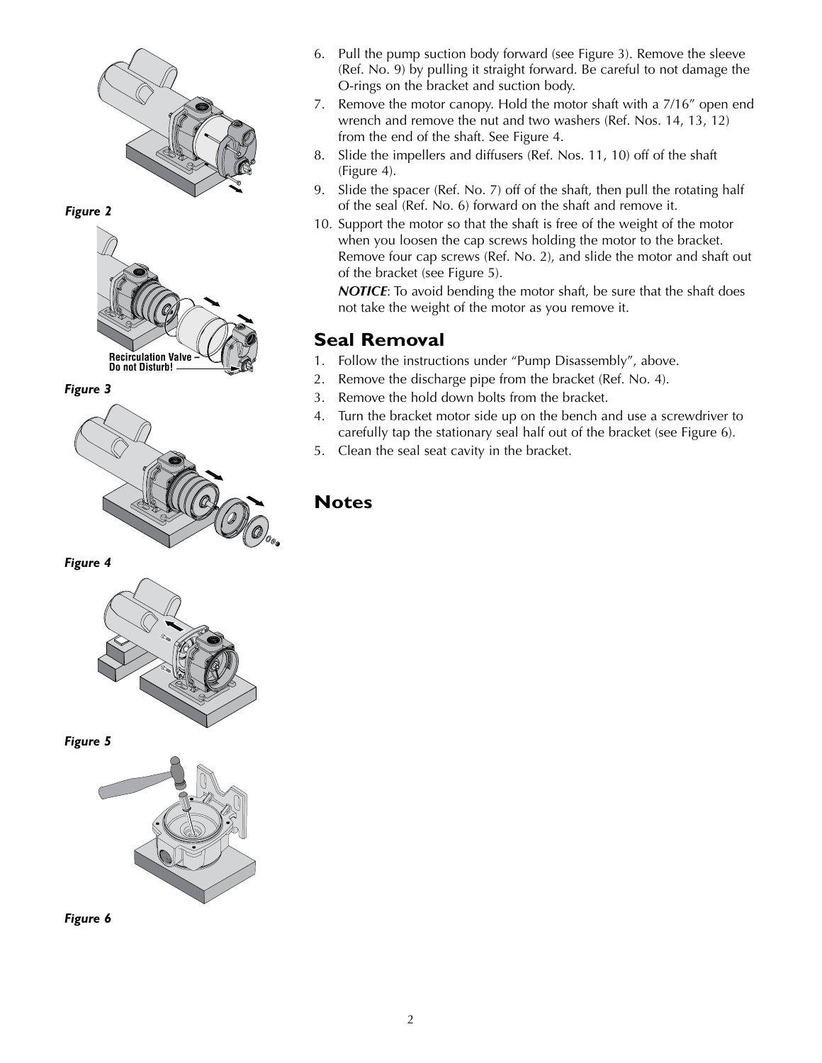Figure 2

Recirculation Valve – Do not Disturb!

Figure 3

Figure 4

Figure 5

Figure 6

6. Pull the pump suction body forward (see Figure 3). Remove the sleeve (Ref. No. 9) by pulling it straight forward. Be careful to not damage the O-rings on the bracket and suction body.
7. Remove the motor canopy. Hold the motor shaft with a 7/16" open end wrench and remove the nut and two washers (Ref. Nos. 14, 13, 12) from the end of the shaft. See Figure 4.
8. Slide the impellers and diffusers (Ref. Nos. 11, 10) off of the shaft (Figure 4).
9. Slide the spacer (Ref. No. 7) off of the shaft, then pull the rotating half of the seal (Ref. No. 6) forward on the shaft and remove it.
10. Support the motor so that the shaft is free of the weight of the motor when you loosen the cap screws holding the motor to the bracket. Remove four cap screws (Ref. No. 2), and slide the motor and shaft out of the bracket (see Figure 5).

    ***NOTICE***: To avoid bending the motor shaft, be sure that the shaft does not take the weight of the motor as you remove it.

## Seal Removal

1. Follow the instructions under "Pump Disassembly", above.
2. Remove the discharge pipe from the bracket (Ref. No. 4).
3. Remove the hold down bolts from the bracket.
4. Turn the bracket motor side up on the bench and use a screwdriver to carefully tap the stationary seal half out of the bracket (see Figure 6).
5. Clean the seal seat cavity in the bracket.

## Notes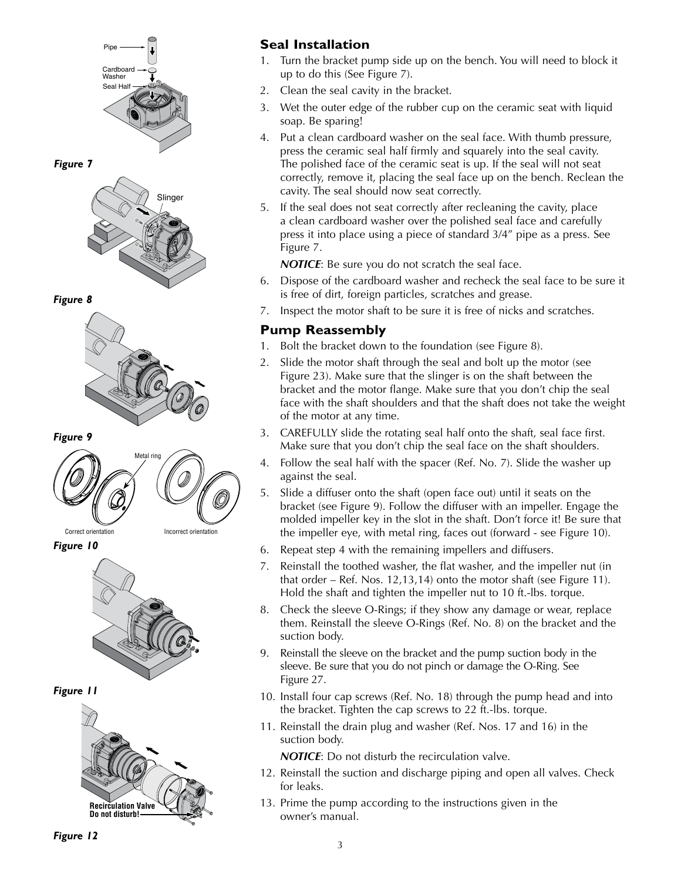Pipe

Cardboard Washer

Seal Half

*Figure 7*

Slinger

*Figure 8*

*Figure 9*

Metal ring

Correct orientation

Incorrect orientation

*Figure 10*

*Figure 11*

Recirculation Valve Do not disturb!

*Figure 12*

## Seal Installation

1. Turn the bracket pump side up on the bench. You will need to block it up to do this (See Figure 7).
2. Clean the seal cavity in the bracket.
3. Wet the outer edge of the rubber cup on the ceramic seat with liquid soap. Be sparing!
4. Put a clean cardboard washer on the seal face. With thumb pressure, press the ceramic seal half firmly and squarely into the seal cavity. The polished face of the ceramic seat is up. If the seal will not seat correctly, remove it, placing the seal face up on the bench. Reclean the cavity. The seal should now seat correctly.
5. If the seal does not seat correctly after recleaning the cavity, place a clean cardboard washer over the polished seal face and carefully press it into place using a piece of standard 3/4" pipe as a press. See Figure 7.

   ***NOTICE***: Be sure you do not scratch the seal face.
6. Dispose of the cardboard washer and recheck the seal face to be sure it is free of dirt, foreign particles, scratches and grease.
7. Inspect the motor shaft to be sure it is free of nicks and scratches.

## Pump Reassembly

1. Bolt the bracket down to the foundation (see Figure 8).
2. Slide the motor shaft through the seal and bolt up the motor (see Figure 23). Make sure that the slinger is on the shaft between the bracket and the motor flange. Make sure that you don't chip the seal face with the shaft shoulders and that the shaft does not take the weight of the motor at any time.
3. CAREFULLY slide the rotating seal half onto the shaft, seal face first. Make sure that you don't chip the seal face on the shaft shoulders.
4. Follow the seal half with the spacer (Ref. No. 7). Slide the washer up against the seal.
5. Slide a diffuser onto the shaft (open face out) until it seats on the bracket (see Figure 9). Follow the diffuser with an impeller. Engage the molded impeller key in the slot in the shaft. Don't force it! Be sure that the impeller eye, with metal ring, faces out (forward - see Figure 10).
6. Repeat step 4 with the remaining impellers and diffusers.
7. Reinstall the toothed washer, the flat washer, and the impeller nut (in that order – Ref. Nos. 12,13,14) onto the motor shaft (see Figure 11). Hold the shaft and tighten the impeller nut to 10 ft.-lbs. torque.
8. Check the sleeve O-Rings; if they show any damage or wear, replace them. Reinstall the sleeve O-Rings (Ref. No. 8) on the bracket and the suction body.
9. Reinstall the sleeve on the bracket and the pump suction body in the sleeve. Be sure that you do not pinch or damage the O-Ring. See Figure 27.
10. Install four cap screws (Ref. No. 18) through the pump head and into the bracket. Tighten the cap screws to 22 ft.-lbs. torque.
11. Reinstall the drain plug and washer (Ref. Nos. 17 and 16) in the suction body.

    ***NOTICE***: Do not disturb the recirculation valve.
12. Reinstall the suction and discharge piping and open all valves. Check for leaks.
13. Prime the pump according to the instructions given in the owner's manual.